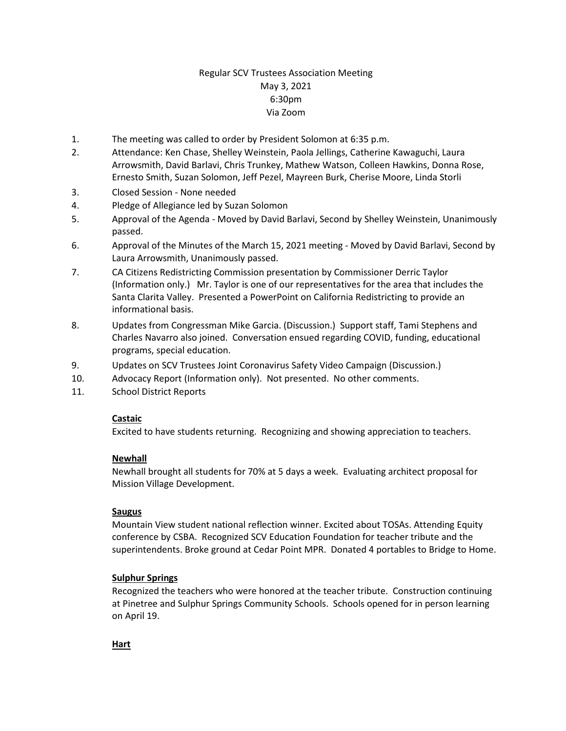Regular SCV Trustees Association Meeting
May 3, 2021
6:30pm
Via Zoom

1. The meeting was called to order by President Solomon at 6:35 p.m.
2. Attendance: Ken Chase, Shelley Weinstein, Paola Jellings, Catherine Kawaguchi, Laura Arrowsmith, David Barlavi, Chris Trunkey, Mathew Watson, Colleen Hawkins, Donna Rose, Ernesto Smith, Suzan Solomon, Jeff Pezel, Mayreen Burk, Cherise Moore, Linda Storli
3. Closed Session - None needed
4. Pledge of Allegiance led by Suzan Solomon
5. Approval of the Agenda - Moved by David Barlavi, Second by Shelley Weinstein, Unanimously passed.
6. Approval of the Minutes of the March 15, 2021 meeting - Moved by David Barlavi, Second by Laura Arrowsmith, Unanimously passed.
7. CA Citizens Redistricting Commission presentation by Commissioner Derric Taylor (Information only.) Mr. Taylor is one of our representatives for the area that includes the Santa Clarita Valley. Presented a PowerPoint on California Redistricting to provide an informational basis.
8. Updates from Congressman Mike Garcia. (Discussion.) Support staff, Tami Stephens and Charles Navarro also joined. Conversation ensued regarding COVID, funding, educational programs, special education.
9. Updates on SCV Trustees Joint Coronavirus Safety Video Campaign (Discussion.)
10. Advocacy Report (Information only). Not presented. No other comments.
11. School District Reports

**Castaic**

Excited to have students returning. Recognizing and showing appreciation to teachers.

**Newhall**

Newhall brought all students for 70% at 5 days a week. Evaluating architect proposal for Mission Village Development.

**Saugus**

Mountain View student national reflection winner. Excited about TOSAs. Attending Equity conference by CSBA. Recognized SCV Education Foundation for teacher tribute and the superintendents. Broke ground at Cedar Point MPR. Donated 4 portables to Bridge to Home.

**Sulphur Springs**

Recognized the teachers who were honored at the teacher tribute. Construction continuing at Pinetree and Sulphur Springs Community Schools. Schools opened for in person learning on April 19.

**Hart**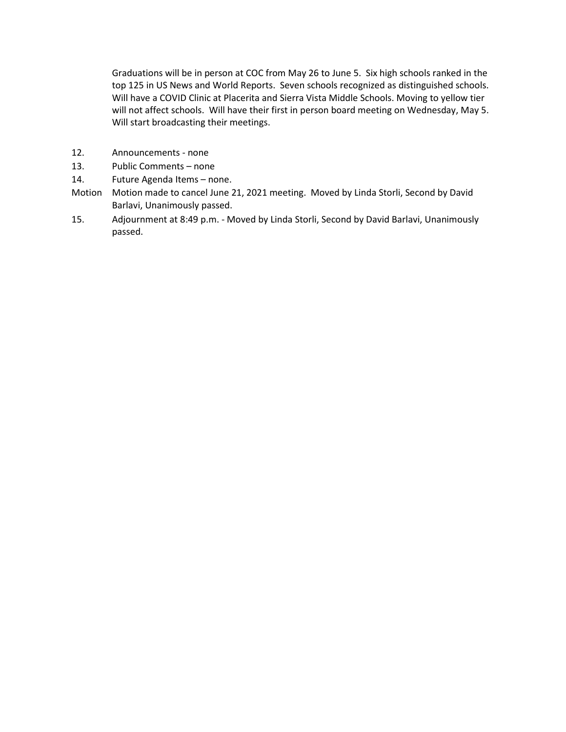Graduations will be in person at COC from May 26 to June 5. Six high schools ranked in the top 125 in US News and World Reports. Seven schools recognized as distinguished schools. Will have a COVID Clinic at Placerita and Sierra Vista Middle Schools. Moving to yellow tier will not affect schools. Will have their first in person board meeting on Wednesday, May 5. Will start broadcasting their meetings.

12. Announcements - none
13. Public Comments – none
14. Future Agenda Items – none.

Motion Motion made to cancel June 21, 2021 meeting. Moved by Linda Storli, Second by David Barlavi, Unanimously passed.

15. Adjournment at 8:49 p.m. - Moved by Linda Storli, Second by David Barlavi, Unanimously passed.